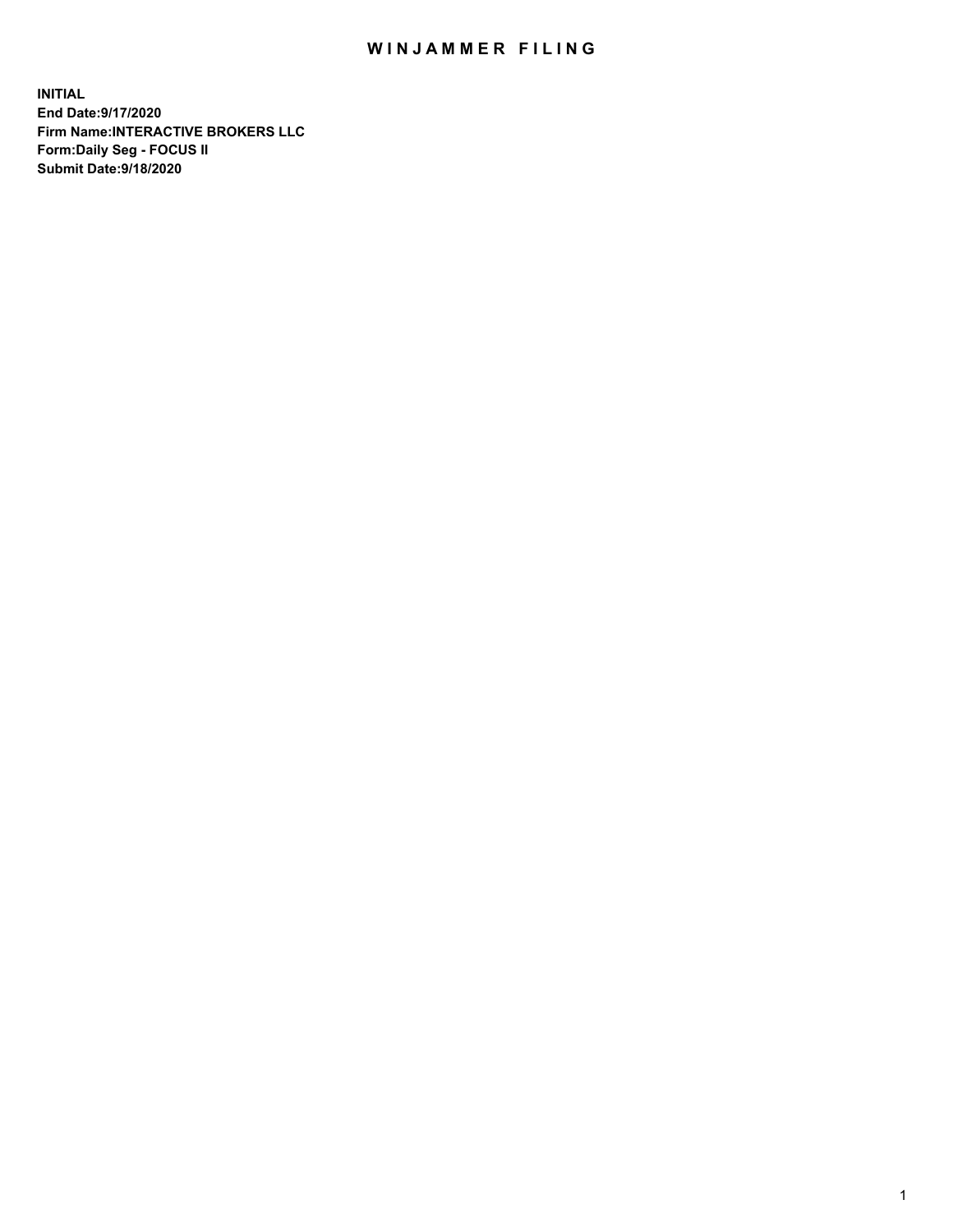# WINJAMMER FILING

**INITIAL**
**End Date:9/17/2020**
**Firm Name:INTERACTIVE BROKERS LLC**
**Form:Daily Seg - FOCUS II**
**Submit Date:9/18/2020**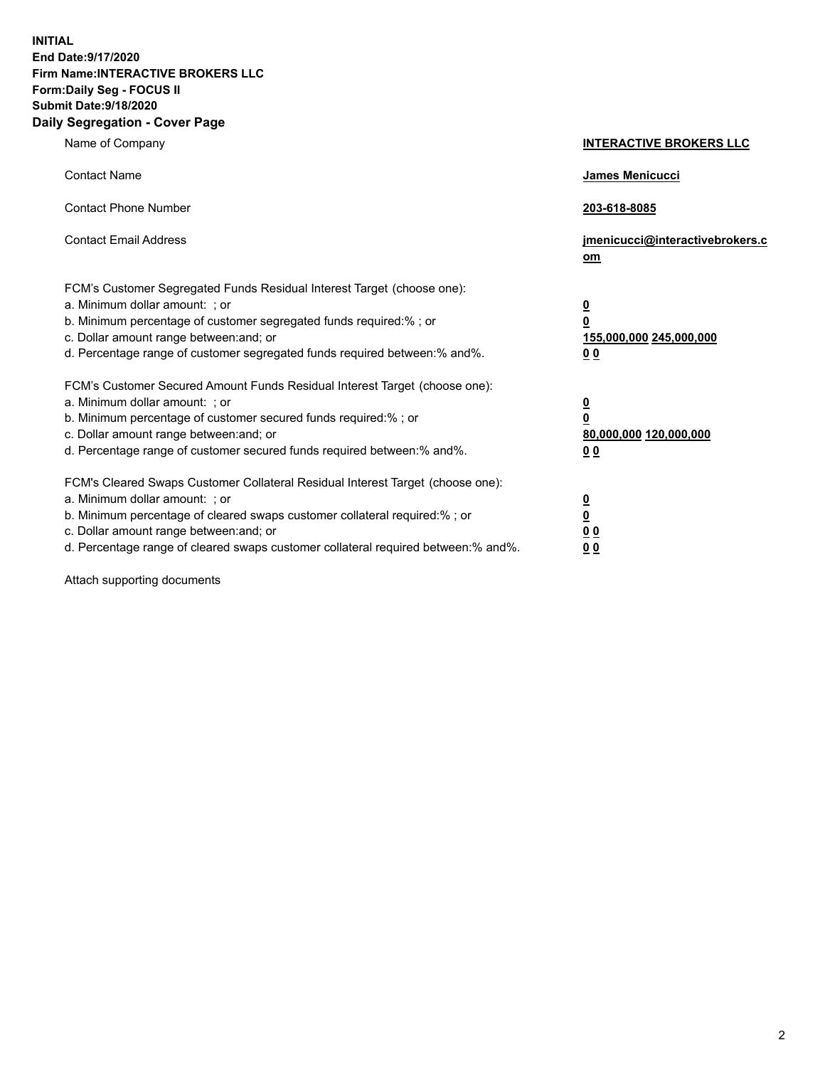**INITIAL**
**End Date:9/17/2020**
**Firm Name:INTERACTIVE BROKERS LLC**
**Form:Daily Seg - FOCUS II**
**Submit Date:9/18/2020**
**Daily Segregation - Cover Page**

| | |
|---|---|
| Name of Company | **INTERACTIVE BROKERS LLC** |
| Contact Name | **James Menicucci** |
| Contact Phone Number | **203-618-8085** |
| Contact Email Address | **jmenicucci@interactivebrokers.com** |
| FCM's Customer Segregated Funds Residual Interest Target (choose one): | |
| a. Minimum dollar amount: ; or | **0** |
| b. Minimum percentage of customer segregated funds required:% ; or | **0** |
| c. Dollar amount range between:and; or | **155,000,000** **245,000,000** |
| d. Percentage range of customer segregated funds required between:% and%. | **0** **0** |
| FCM's Customer Secured Amount Funds Residual Interest Target (choose one): | |
| a. Minimum dollar amount: ; or | **0** |
| b. Minimum percentage of customer secured funds required:% ; or | **0** |
| c. Dollar amount range between:and; or | **80,000,000** **120,000,000** |
| d. Percentage range of customer secured funds required between:% and%. | **0** **0** |
| FCM's Cleared Swaps Customer Collateral Residual Interest Target (choose one): | |
| a. Minimum dollar amount: ; or | **0** |
| b. Minimum percentage of cleared swaps customer collateral required:% ; or | **0** |
| c. Dollar amount range between:and; or | **0** **0** |
| d. Percentage range of cleared swaps customer collateral required between:% and%. | **0** **0** |

Attach supporting documents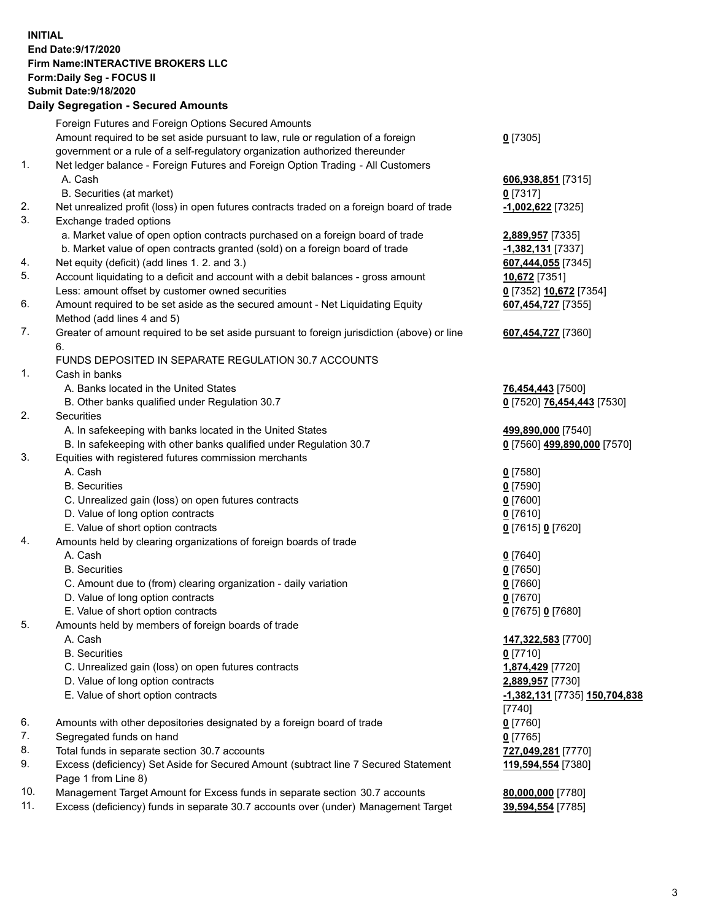**INITIAL**
**End Date:9/17/2020**
**Firm Name:INTERACTIVE BROKERS LLC**
**Form:Daily Seg - FOCUS II**
**Submit Date:9/18/2020**

## Daily Segregation - Secured Amounts

| | | |
|---|---|---|
| | Foreign Futures and Foreign Options Secured Amounts | |
| | Amount required to be set aside pursuant to law, rule or regulation of a foreign government or a rule of a self-regulatory organization authorized thereunder | **0** [7305] |
| 1. | Net ledger balance - Foreign Futures and Foreign Option Trading - All Customers | |
| | A. Cash | **606,938,851** [7315] |
| | B. Securities (at market) | **0** [7317] |
| 2. | Net unrealized profit (loss) in open futures contracts traded on a foreign board of trade | **-1,002,622** [7325] |
| 3. | Exchange traded options | |
| | a. Market value of open option contracts purchased on a foreign board of trade | **2,889,957** [7335] |
| | b. Market value of open contracts granted (sold) on a foreign board of trade | **-1,382,131** [7337] |
| 4. | Net equity (deficit) (add lines 1. 2. and 3.) | **607,444,055** [7345] |
| 5. | Account liquidating to a deficit and account with a debit balances - gross amount | **10,672** [7351] |
| | Less: amount offset by customer owned securities | **0** [7352] **10,672** [7354] |
| 6. | Amount required to be set aside as the secured amount - Net Liquidating Equity Method (add lines 4 and 5) | **607,454,727** [7355] |
| 7. | Greater of amount required to be set aside pursuant to foreign jurisdiction (above) or line 6. | **607,454,727** [7360] |
| | FUNDS DEPOSITED IN SEPARATE REGULATION 30.7 ACCOUNTS | |
| 1. | Cash in banks | |
| | A. Banks located in the United States | **76,454,443** [7500] |
| | B. Other banks qualified under Regulation 30.7 | **0** [7520] **76,454,443** [7530] |
| 2. | Securities | |
| | A. In safekeeping with banks located in the United States | **499,890,000** [7540] |
| | B. In safekeeping with other banks qualified under Regulation 30.7 | **0** [7560] **499,890,000** [7570] |
| 3. | Equities with registered futures commission merchants | |
| | A. Cash | **0** [7580] |
| | B. Securities | **0** [7590] |
| | C. Unrealized gain (loss) on open futures contracts | **0** [7600] |
| | D. Value of long option contracts | **0** [7610] |
| | E. Value of short option contracts | **0** [7615] **0** [7620] |
| 4. | Amounts held by clearing organizations of foreign boards of trade | |
| | A. Cash | **0** [7640] |
| | B. Securities | **0** [7650] |
| | C. Amount due to (from) clearing organization - daily variation | **0** [7660] |
| | D. Value of long option contracts | **0** [7670] |
| | E. Value of short option contracts | **0** [7675] **0** [7680] |
| 5. | Amounts held by members of foreign boards of trade | |
| | A. Cash | **147,322,583** [7700] |
| | B. Securities | **0** [7710] |
| | C. Unrealized gain (loss) on open futures contracts | **1,874,429** [7720] |
| | D. Value of long option contracts | **2,889,957** [7730] |
| | E. Value of short option contracts | **-1,382,131** [7735] **150,704,838** [7740] |
| 6. | Amounts with other depositories designated by a foreign board of trade | **0** [7760] |
| 7. | Segregated funds on hand | **0** [7765] |
| 8. | Total funds in separate section 30.7 accounts | **727,049,281** [7770] |
| 9. | Excess (deficiency) Set Aside for Secured Amount (subtract line 7 Secured Statement Page 1 from Line 8) | **119,594,554** [7380] |
| 10. | Management Target Amount for Excess funds in separate section 30.7 accounts | **80,000,000** [7780] |
| 11. | Excess (deficiency) funds in separate 30.7 accounts over (under) Management Target | **39,594,554** [7785] |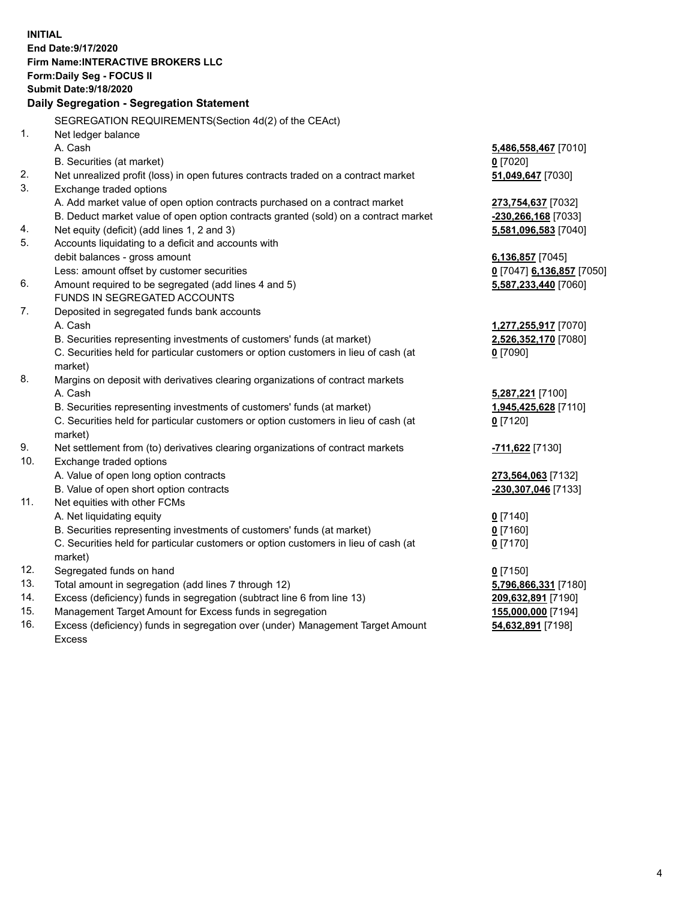**INITIAL**
**End Date:9/17/2020**
**Firm Name:INTERACTIVE BROKERS LLC**
**Form:Daily Seg - FOCUS II**
**Submit Date:9/18/2020**

**Daily Segregation - Segregation Statement**

| | SEGREGATION REQUIREMENTS(Section 4d(2) of the CEAct) | |
|---|---|---|
| 1. | Net ledger balance | |
| | A. Cash | **5,486,558,467** [7010] |
| | B. Securities (at market) | **0** [7020] |
| 2. | Net unrealized profit (loss) in open futures contracts traded on a contract market | **51,049,647** [7030] |
| 3. | Exchange traded options | |
| | A. Add market value of open option contracts purchased on a contract market | **273,754,637** [7032] |
| | B. Deduct market value of open option contracts granted (sold) on a contract market | **-230,266,168** [7033] |
| 4. | Net equity (deficit) (add lines 1, 2 and 3) | **5,581,096,583** [7040] |
| 5. | Accounts liquidating to a deficit and accounts with debit balances - gross amount | **6,136,857** [7045] |
| | Less: amount offset by customer securities | **0** [7047] **6,136,857** [7050] |
| 6. | Amount required to be segregated (add lines 4 and 5) | **5,587,233,440** [7060] |
| | FUNDS IN SEGREGATED ACCOUNTS | |
| 7. | Deposited in segregated funds bank accounts | |
| | A. Cash | **1,277,255,917** [7070] |
| | B. Securities representing investments of customers' funds (at market) | **2,526,352,170** [7080] |
| | C. Securities held for particular customers or option customers in lieu of cash (at market) | **0** [7090] |
| 8. | Margins on deposit with derivatives clearing organizations of contract markets | |
| | A. Cash | **5,287,221** [7100] |
| | B. Securities representing investments of customers' funds (at market) | **1,945,425,628** [7110] |
| | C. Securities held for particular customers or option customers in lieu of cash (at market) | **0** [7120] |
| 9. | Net settlement from (to) derivatives clearing organizations of contract markets | **-711,622** [7130] |
| 10. | Exchange traded options | |
| | A. Value of open long option contracts | **273,564,063** [7132] |
| | B. Value of open short option contracts | **-230,307,046** [7133] |
| 11. | Net equities with other FCMs | |
| | A. Net liquidating equity | **0** [7140] |
| | B. Securities representing investments of customers' funds (at market) | **0** [7160] |
| | C. Securities held for particular customers or option customers in lieu of cash (at market) | **0** [7170] |
| 12. | Segregated funds on hand | **0** [7150] |
| 13. | Total amount in segregation (add lines 7 through 12) | **5,796,866,331** [7180] |
| 14. | Excess (deficiency) funds in segregation (subtract line 6 from line 13) | **209,632,891** [7190] |
| 15. | Management Target Amount for Excess funds in segregation | **155,000,000** [7194] |
| 16. | Excess (deficiency) funds in segregation over (under) Management Target Amount Excess | **54,632,891** [7198] |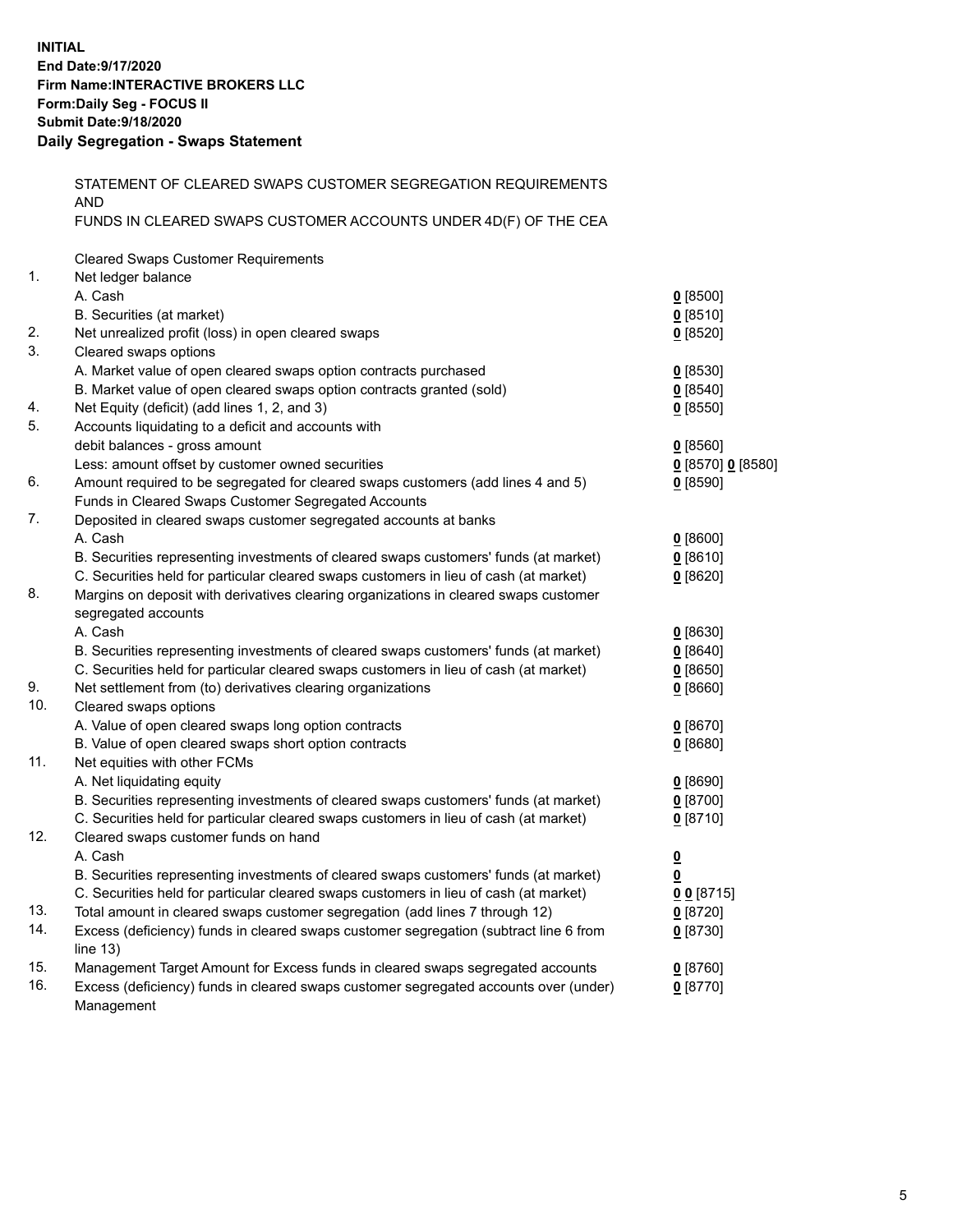**INITIAL**
**End Date:9/17/2020**
**Firm Name:INTERACTIVE BROKERS LLC**
**Form:Daily Seg - FOCUS II**
**Submit Date:9/18/2020**
**Daily Segregation - Swaps Statement**

STATEMENT OF CLEARED SWAPS CUSTOMER SEGREGATION REQUIREMENTS AND FUNDS IN CLEARED SWAPS CUSTOMER ACCOUNTS UNDER 4D(F) OF THE CEA

| | | |
|---|---|---|
| | Cleared Swaps Customer Requirements | |
| 1. | Net ledger balance | |
| | A. Cash | 0 [8500] |
| | B. Securities (at market) | 0 [8510] |
| 2. | Net unrealized profit (loss) in open cleared swaps | 0 [8520] |
| 3. | Cleared swaps options | |
| | A. Market value of open cleared swaps option contracts purchased | 0 [8530] |
| | B. Market value of open cleared swaps option contracts granted (sold) | 0 [8540] |
| 4. | Net Equity (deficit) (add lines 1, 2, and 3) | 0 [8550] |
| 5. | Accounts liquidating to a deficit and accounts with debit balances - gross amount | 0 [8560] |
| | Less: amount offset by customer owned securities | 0 [8570] 0 [8580] |
| 6. | Amount required to be segregated for cleared swaps customers (add lines 4 and 5) | 0 [8590] |
| | Funds in Cleared Swaps Customer Segregated Accounts | |
| 7. | Deposited in cleared swaps customer segregated accounts at banks | |
| | A. Cash | 0 [8600] |
| | B. Securities representing investments of cleared swaps customers' funds (at market) | 0 [8610] |
| | C. Securities held for particular cleared swaps customers in lieu of cash (at market) | 0 [8620] |
| 8. | Margins on deposit with derivatives clearing organizations in cleared swaps customer segregated accounts | |
| | A. Cash | 0 [8630] |
| | B. Securities representing investments of cleared swaps customers' funds (at market) | 0 [8640] |
| | C. Securities held for particular cleared swaps customers in lieu of cash (at market) | 0 [8650] |
| 9. | Net settlement from (to) derivatives clearing organizations | 0 [8660] |
| 10. | Cleared swaps options | |
| | A. Value of open cleared swaps long option contracts | 0 [8670] |
| | B. Value of open cleared swaps short option contracts | 0 [8680] |
| 11. | Net equities with other FCMs | |
| | A. Net liquidating equity | 0 [8690] |
| | B. Securities representing investments of cleared swaps customers' funds (at market) | 0 [8700] |
| | C. Securities held for particular cleared swaps customers in lieu of cash (at market) | 0 [8710] |
| 12. | Cleared swaps customer funds on hand | |
| | A. Cash | 0 |
| | B. Securities representing investments of cleared swaps customers' funds (at market) | 0 |
| | C. Securities held for particular cleared swaps customers in lieu of cash (at market) | 0 0 [8715] |
| 13. | Total amount in cleared swaps customer segregation (add lines 7 through 12) | 0 [8720] |
| 14. | Excess (deficiency) funds in cleared swaps customer segregation (subtract line 6 from line 13) | 0 [8730] |
| 15. | Management Target Amount for Excess funds in cleared swaps segregated accounts | 0 [8760] |
| 16. | Excess (deficiency) funds in cleared swaps customer segregated accounts over (under) Management | 0 [8770] |